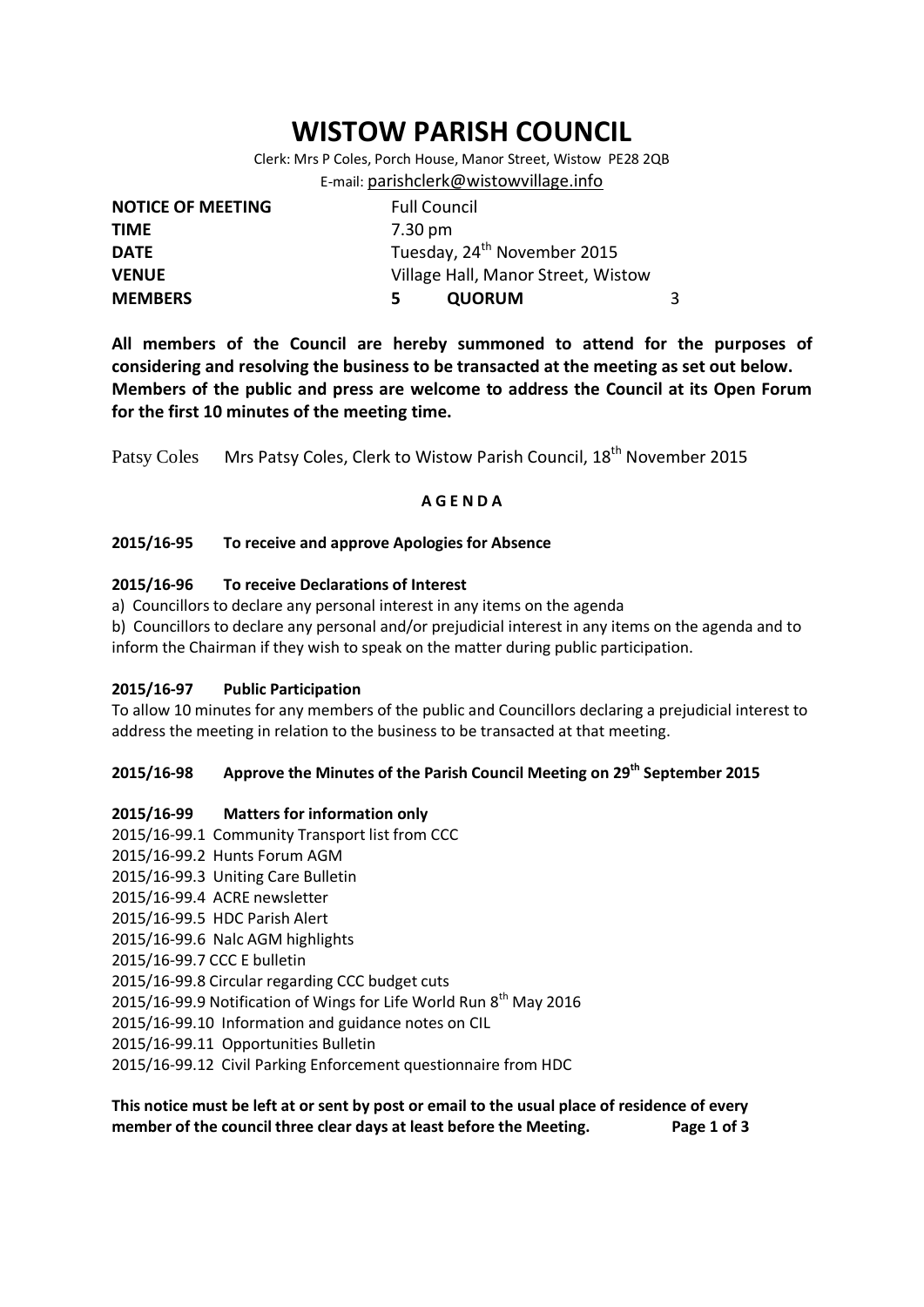# WISTOW PARISH COUNCIL

Clerk: Mrs P Coles, Porch House, Manor Street, Wistow PE28 2QB
E-mail: parishclerk@wistowvillage.info

| | | | |
|---|---|---|---|
| **NOTICE OF MEETING** | Full Council | | |
| **TIME** | 7.30 pm | | |
| **DATE** | Tuesday, 24th November 2015 | | |
| **VENUE** | Village Hall, Manor Street, Wistow | | |
| **MEMBERS** | 5 | **QUORUM** | 3 |

**All members of the Council are hereby summoned to attend for the purposes of considering and resolving the business to be transacted at the meeting as set out below. Members of the public and press are welcome to address the Council at its Open Forum for the first 10 minutes of the meeting time.**

Patsy Coles    Mrs Patsy Coles, Clerk to Wistow Parish Council, 18th November 2015

## A G E N D A

### 2015/16-95 To receive and approve Apologies for Absence

### 2015/16-96 To receive Declarations of Interest

a) Councillors to declare any personal interest in any items on the agenda

b) Councillors to declare any personal and/or prejudicial interest in any items on the agenda and to inform the Chairman if they wish to speak on the matter during public participation.

### 2015/16-97 Public Participation

To allow 10 minutes for any members of the public and Councillors declaring a prejudicial interest to address the meeting in relation to the business to be transacted at that meeting.

### 2015/16-98 Approve the Minutes of the Parish Council Meeting on 29th September 2015

### 2015/16-99 Matters for information only

2015/16-99.1 Community Transport list from CCC
2015/16-99.2 Hunts Forum AGM
2015/16-99.3 Uniting Care Bulletin
2015/16-99.4 ACRE newsletter
2015/16-99.5 HDC Parish Alert
2015/16-99.6 Nalc AGM highlights
2015/16-99.7 CCC E bulletin
2015/16-99.8 Circular regarding CCC budget cuts
2015/16-99.9 Notification of Wings for Life World Run 8th May 2016
2015/16-99.10 Information and guidance notes on CIL
2015/16-99.11 Opportunities Bulletin
2015/16-99.12 Civil Parking Enforcement questionnaire from HDC

**This notice must be left at or sent by post or email to the usual place of residence of every member of the council three clear days at least before the Meeting.**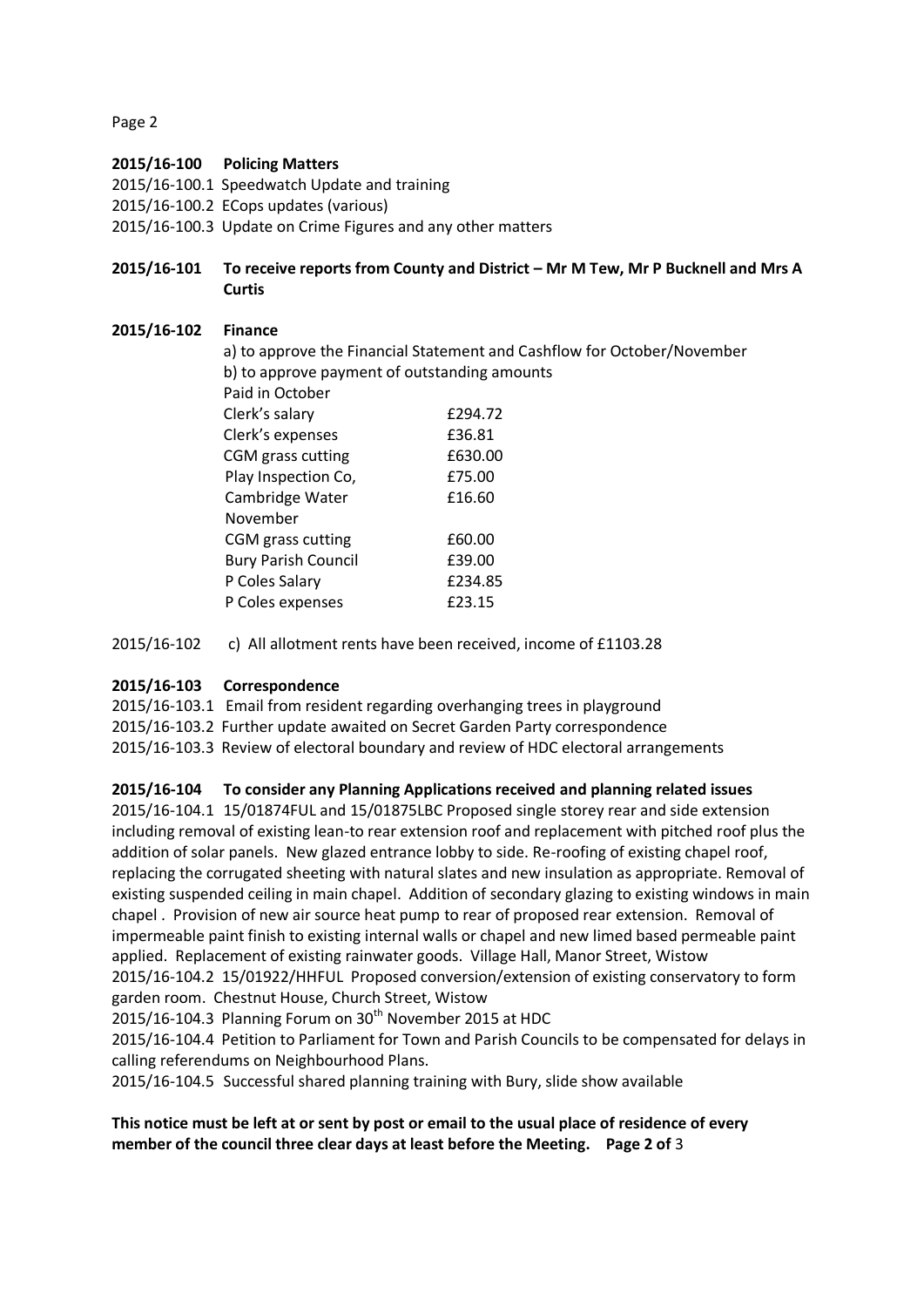**2015/16-100 Policing Matters**

2015/16-100.1 Speedwatch Update and training
2015/16-100.2 ECops updates (various)
2015/16-100.3 Update on Crime Figures and any other matters

**2015/16-101 To receive reports from County and District – Mr M Tew, Mr P Bucknell and Mrs A Curtis**

**2015/16-102 Finance**

a) to approve the Financial Statement and Cashflow for October/November
b) to approve payment of outstanding amounts

| Paid in October | |
|---|---|
| Clerk's salary | £294.72 |
| Clerk's expenses | £36.81 |
| CGM grass cutting | £630.00 |
| Play Inspection Co, | £75.00 |
| Cambridge Water | £16.60 |
| November | |
| CGM grass cutting | £60.00 |
| Bury Parish Council | £39.00 |
| P Coles Salary | £234.85 |
| P Coles expenses | £23.15 |

2015/16-102 c) All allotment rents have been received, income of £1103.28

**2015/16-103 Correspondence**

2015/16-103.1 Email from resident regarding overhanging trees in playground
2015/16-103.2 Further update awaited on Secret Garden Party correspondence
2015/16-103.3 Review of electoral boundary and review of HDC electoral arrangements

**2015/16-104 To consider any Planning Applications received and planning related issues**

2015/16-104.1 15/01874FUL and 15/01875LBC Proposed single storey rear and side extension including removal of existing lean-to rear extension roof and replacement with pitched roof plus the addition of solar panels. New glazed entrance lobby to side. Re-roofing of existing chapel roof, replacing the corrugated sheeting with natural slates and new insulation as appropriate. Removal of existing suspended ceiling in main chapel. Addition of secondary glazing to existing windows in main chapel . Provision of new air source heat pump to rear of proposed rear extension. Removal of impermeable paint finish to existing internal walls or chapel and new limed based permeable paint applied. Replacement of existing rainwater goods. Village Hall, Manor Street, Wistow
2015/16-104.2 15/01922/HHFUL Proposed conversion/extension of existing conservatory to form garden room. Chestnut House, Church Street, Wistow
2015/16-104.3 Planning Forum on 30th November 2015 at HDC
2015/16-104.4 Petition to Parliament for Town and Parish Councils to be compensated for delays in calling referendums on Neighbourhood Plans.
2015/16-104.5 Successful shared planning training with Bury, slide show available

**This notice must be left at or sent by post or email to the usual place of residence of every member of the council three clear days at least before the Meeting.**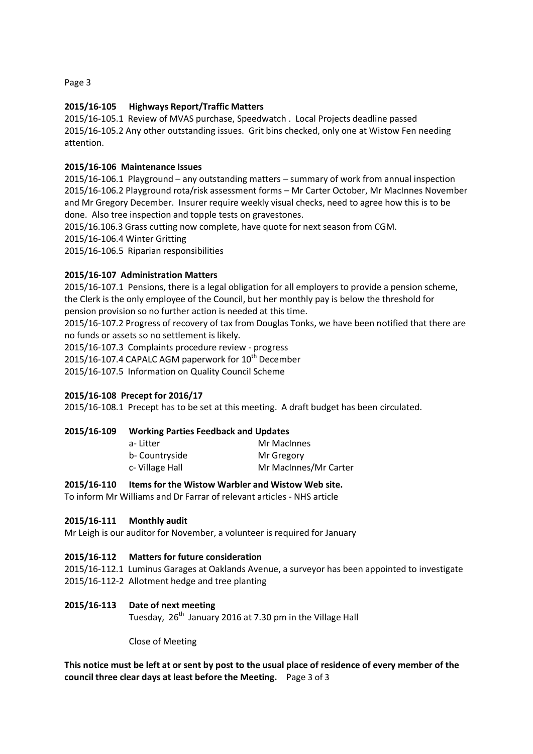**2015/16-105 Highways Report/Traffic Matters**

2015/16-105.1 Review of MVAS purchase, Speedwatch . Local Projects deadline passed
2015/16-105.2 Any other outstanding issues. Grit bins checked, only one at Wistow Fen needing attention.

**2015/16-106 Maintenance Issues**

2015/16-106.1 Playground – any outstanding matters – summary of work from annual inspection
2015/16-106.2 Playground rota/risk assessment forms – Mr Carter October, Mr MacInnes November and Mr Gregory December. Insurer require weekly visual checks, need to agree how this is to be done. Also tree inspection and topple tests on gravestones.
2015/16.106.3 Grass cutting now complete, have quote for next season from CGM.
2015/16-106.4 Winter Gritting
2015/16-106.5 Riparian responsibilities

**2015/16-107 Administration Matters**

2015/16-107.1 Pensions, there is a legal obligation for all employers to provide a pension scheme, the Clerk is the only employee of the Council, but her monthly pay is below the threshold for pension provision so no further action is needed at this time.
2015/16-107.2 Progress of recovery of tax from Douglas Tonks, we have been notified that there are no funds or assets so no settlement is likely.
2015/16-107.3 Complaints procedure review - progress
2015/16-107.4 CAPALC AGM paperwork for 10th December
2015/16-107.5 Information on Quality Council Scheme

**2015/16-108 Precept for 2016/17**

2015/16-108.1 Precept has to be set at this meeting. A draft budget has been circulated.

**2015/16-109 Working Parties Feedback and Updates**

| | |
|---|---|
| a- Litter | Mr MacInnes |
| b- Countryside | Mr Gregory |
| c- Village Hall | Mr MacInnes/Mr Carter |

**2015/16-110 Items for the Wistow Warbler and Wistow Web site.**

To inform Mr Williams and Dr Farrar of relevant articles - NHS article

**2015/16-111 Monthly audit**

Mr Leigh is our auditor for November, a volunteer is required for January

**2015/16-112 Matters for future consideration**

2015/16-112.1 Luminus Garages at Oaklands Avenue, a surveyor has been appointed to investigate
2015/16-112-2 Allotment hedge and tree planting

**2015/16-113 Date of next meeting**

Tuesday, 26th January 2016 at 7.30 pm in the Village Hall

Close of Meeting

**This notice must be left at or sent by post to the usual place of residence of every member of the council three clear days at least before the Meeting.**